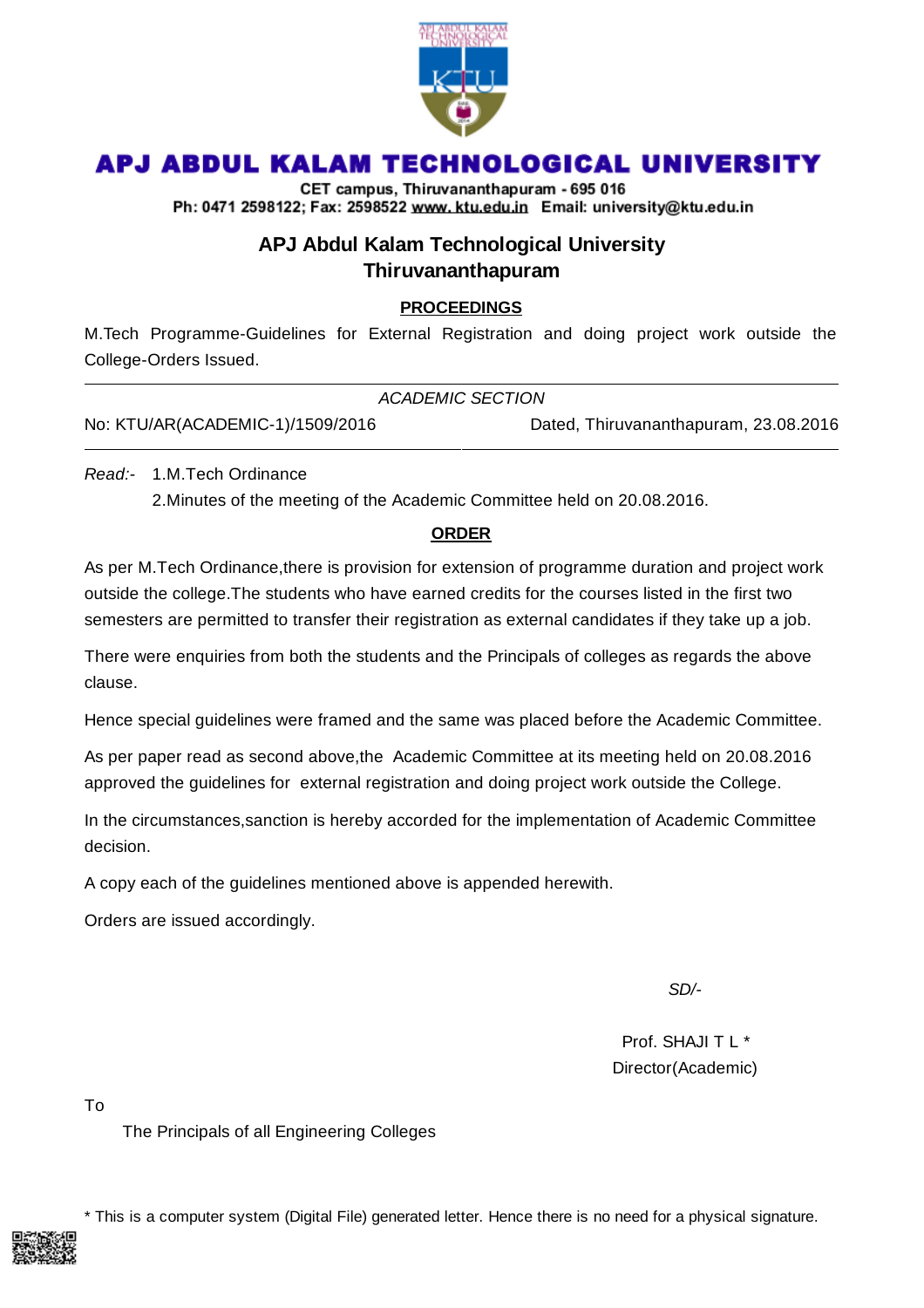# APJ ABDUL KALAM TECHNOLOGICAL UNIVERSITY

**CET campus, Thiruvananthapuram - 695 016**
**Ph: 0471 2598122; Fax: 2598522 www. ktu.edu.in Email: university@ktu.edu.in**

## APJ Abdul Kalam Technological University
## Thiruvananthapuram

**PROCEEDINGS**

M.Tech Programme-Guidelines for External Registration and doing project work outside the College-Orders Issued.

---

*ACADEMIC SECTION*

No: KTU/AR(ACADEMIC-1)/1509/2016 Dated, Thiruvananthapuram, 23.08.2016

---

*Read:-* 1.M.Tech Ordinance
2.Minutes of the meeting of the Academic Committee held on 20.08.2016.

**ORDER**

As per M.Tech Ordinance,there is provision for extension of programme duration and project work outside the college.The students who have earned credits for the courses listed in the first two semesters are permitted to transfer their registration as external candidates if they take up a job.

There were enquiries from both the students and the Principals of colleges as regards the above clause.

Hence special guidelines were framed and the same was placed before the Academic Committee.

As per paper read as second above,the Academic Committee at its meeting held on 20.08.2016 approved the guidelines for external registration and doing project work outside the College.

In the circumstances,sanction is hereby accorded for the implementation of Academic Committee decision.

A copy each of the guidelines mentioned above is appended herewith.

Orders are issued accordingly.

*SD/-*

Prof. SHAJI T L *
Director(Academic)

To

The Principals of all Engineering Colleges

* This is a computer system (Digital File) generated letter. Hence there is no need for a physical signature.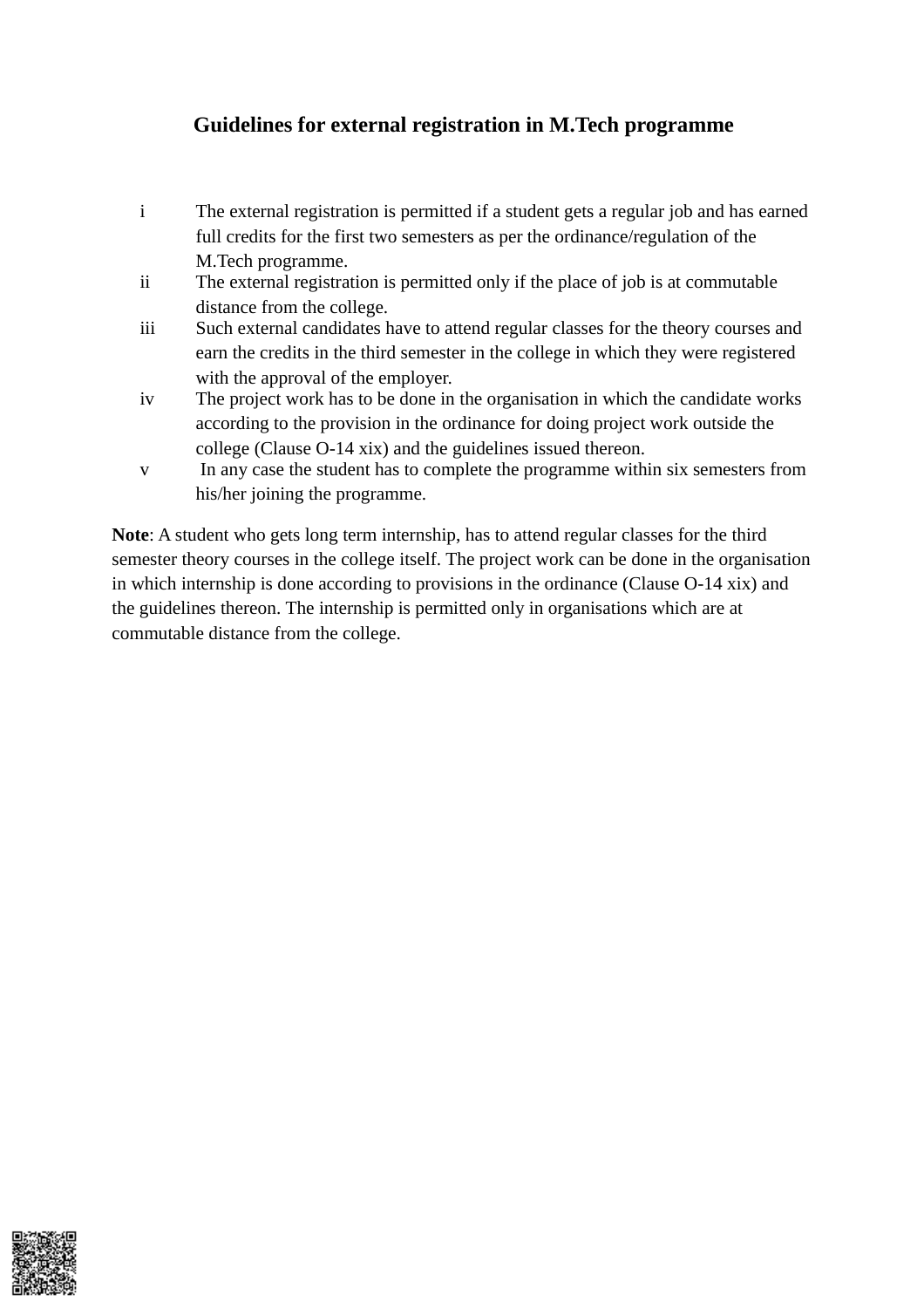## Guidelines for external registration in M.Tech programme

- i The external registration is permitted if a student gets a regular job and has earned full credits for the first two semesters as per the ordinance/regulation of the M.Tech programme.
- ii The external registration is permitted only if the place of job is at commutable distance from the college.
- iii Such external candidates have to attend regular classes for the theory courses and earn the credits in the third semester in the college in which they were registered with the approval of the employer.
- iv The project work has to be done in the organisation in which the candidate works according to the provision in the ordinance for doing project work outside the college (Clause O-14 xix) and the guidelines issued thereon.
- v In any case the student has to complete the programme within six semesters from his/her joining the programme.

**Note**: A student who gets long term internship, has to attend regular classes for the third semester theory courses in the college itself. The project work can be done in the organisation in which internship is done according to provisions in the ordinance (Clause O-14 xix) and the guidelines thereon. The internship is permitted only in organisations which are at commutable distance from the college.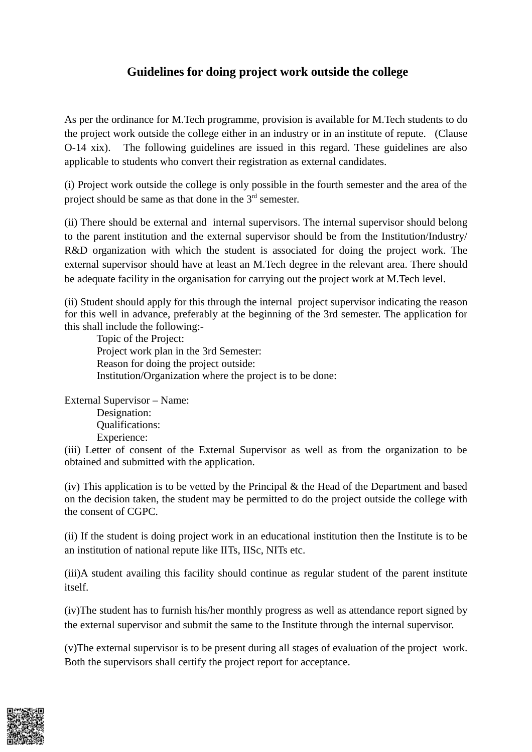## Guidelines for doing project work outside the college

As per the ordinance for M.Tech programme, provision is available for M.Tech students to do the project work outside the college either in an industry or in an institute of repute. (Clause O-14 xix). The following guidelines are issued in this regard. These guidelines are also applicable to students who convert their registration as external candidates.

(i) Project work outside the college is only possible in the fourth semester and the area of the project should be same as that done in the 3rd semester.

(ii) There should be external and internal supervisors. The internal supervisor should belong to the parent institution and the external supervisor should be from the Institution/Industry/ R&D organization with which the student is associated for doing the project work. The external supervisor should have at least an M.Tech degree in the relevant area. There should be adequate facility in the organisation for carrying out the project work at M.Tech level.

(ii) Student should apply for this through the internal project supervisor indicating the reason for this well in advance, preferably at the beginning of the 3rd semester. The application for this shall include the following:-

Topic of the Project:
Project work plan in the 3rd Semester:
Reason for doing the project outside:
Institution/Organization where the project is to be done:

External Supervisor – Name:
Designation:
Qualifications:
Experience:

(iii) Letter of consent of the External Supervisor as well as from the organization to be obtained and submitted with the application.

(iv) This application is to be vetted by the Principal & the Head of the Department and based on the decision taken, the student may be permitted to do the project outside the college with the consent of CGPC.

(ii) If the student is doing project work in an educational institution then the Institute is to be an institution of national repute like IITs, IISc, NITs etc.

(iii)A student availing this facility should continue as regular student of the parent institute itself.

(iv)The student has to furnish his/her monthly progress as well as attendance report signed by the external supervisor and submit the same to the Institute through the internal supervisor.

(v)The external supervisor is to be present during all stages of evaluation of the project work. Both the supervisors shall certify the project report for acceptance.